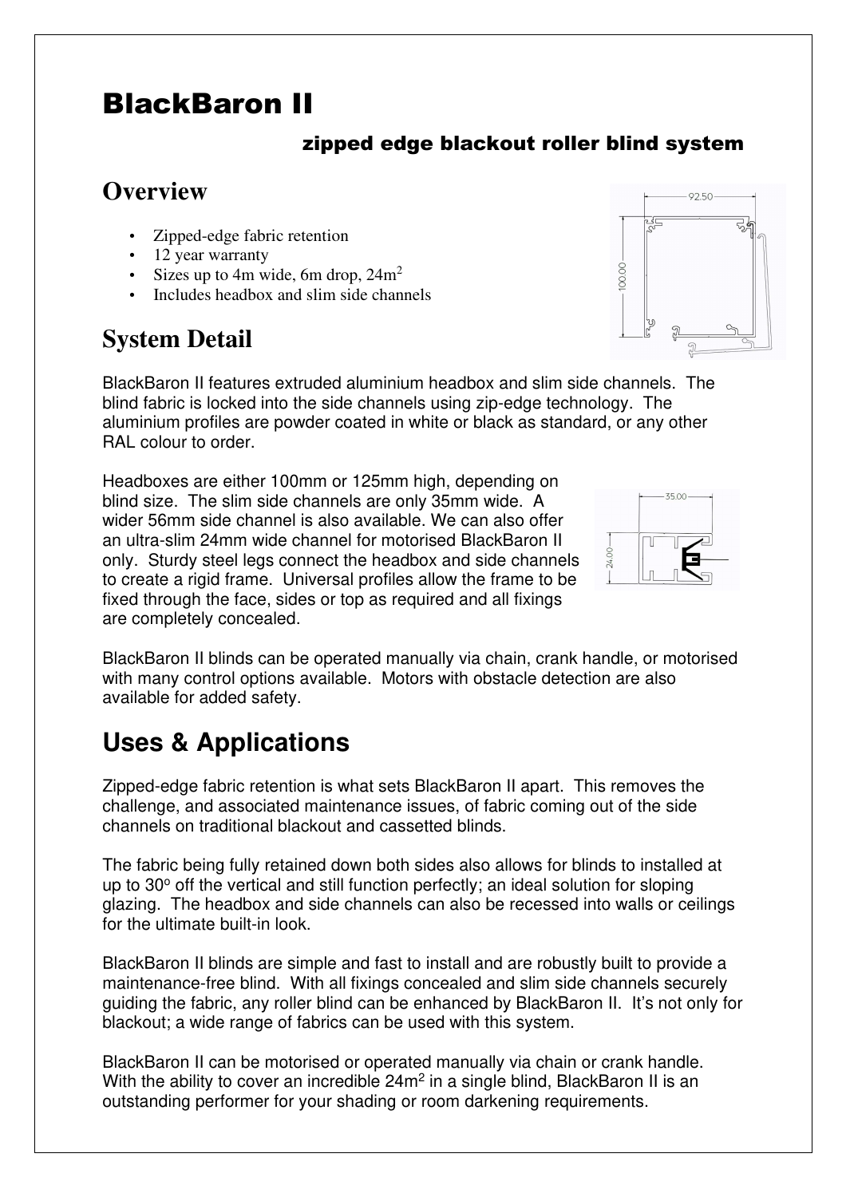# BlackBaron II

### zipped edge blackout roller blind system

## Overview

- Zipped-edge fabric retention
- 12 year warranty
- Sizes up to 4m wide, 6m drop, $24m^2$
- Includes headbox and slim side channels

## System Detail

BlackBaron II features extruded aluminium headbox and slim side channels. The blind fabric is locked into the side channels using zip-edge technology. The aluminium profiles are powder coated in white or black as standard, or any other RAL colour to order.

Headboxes are either 100mm or 125mm high, depending on blind size. The slim side channels are only 35mm wide. A wider 56mm side channel is also available. We can also offer an ultra-slim 24mm wide channel for motorised BlackBaron II only. Sturdy steel legs connect the headbox and side channels to create a rigid frame. Universal profiles allow the frame to be fixed through the face, sides or top as required and all fixings are completely concealed.

BlackBaron II blinds can be operated manually via chain, crank handle, or motorised with many control options available. Motors with obstacle detection are also available for added safety.

## Uses & Applications

Zipped-edge fabric retention is what sets BlackBaron II apart. This removes the challenge, and associated maintenance issues, of fabric coming out of the side channels on traditional blackout and cassetted blinds.

The fabric being fully retained down both sides also allows for blinds to installed at up to 30° off the vertical and still function perfectly; an ideal solution for sloping glazing. The headbox and side channels can also be recessed into walls or ceilings for the ultimate built-in look.

BlackBaron II blinds are simple and fast to install and are robustly built to provide a maintenance-free blind. With all fixings concealed and slim side channels securely guiding the fabric, any roller blind can be enhanced by BlackBaron II. It's not only for blackout; a wide range of fabrics can be used with this system.

BlackBaron II can be motorised or operated manually via chain or crank handle. With the ability to cover an incredible $24m^2$ in a single blind, BlackBaron II is an outstanding performer for your shading or room darkening requirements.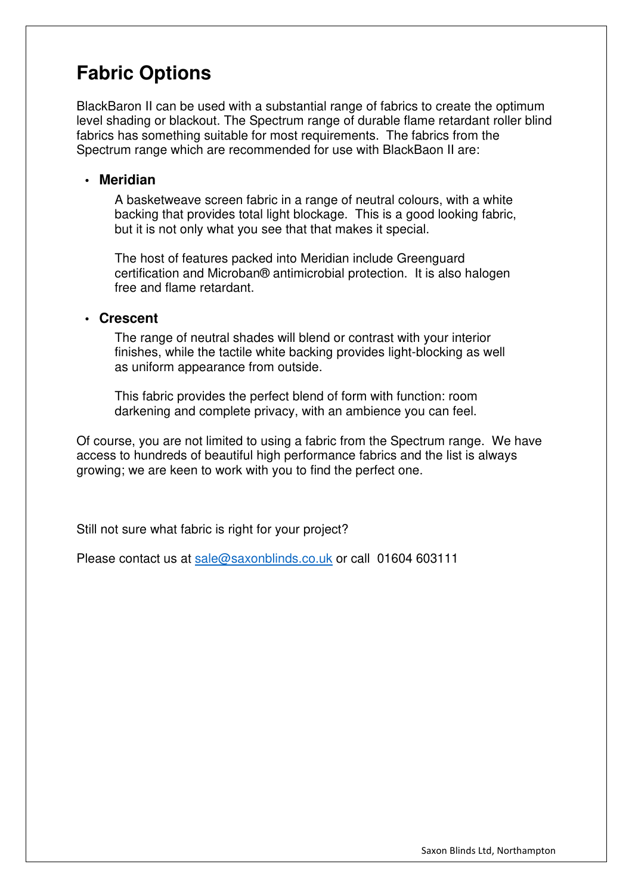# Fabric Options

BlackBaron II can be used with a substantial range of fabrics to create the optimum level shading or blackout. The Spectrum range of durable flame retardant roller blind fabrics has something suitable for most requirements. The fabrics from the Spectrum range which are recommended for use with BlackBaon II are:

- **Meridian**

  A basketweave screen fabric in a range of neutral colours, with a white backing that provides total light blockage. This is a good looking fabric, but it is not only what you see that that makes it special.

  The host of features packed into Meridian include Greenguard certification and Microban® antimicrobial protection. It is also halogen free and flame retardant.

- **Crescent**

  The range of neutral shades will blend or contrast with your interior finishes, while the tactile white backing provides light-blocking as well as uniform appearance from outside.

  This fabric provides the perfect blend of form with function: room darkening and complete privacy, with an ambience you can feel.

Of course, you are not limited to using a fabric from the Spectrum range. We have access to hundreds of beautiful high performance fabrics and the list is always growing; we are keen to work with you to find the perfect one.

Still not sure what fabric is right for your project?

Please contact us at sale@saxonblinds.co.uk or call 01604 603111